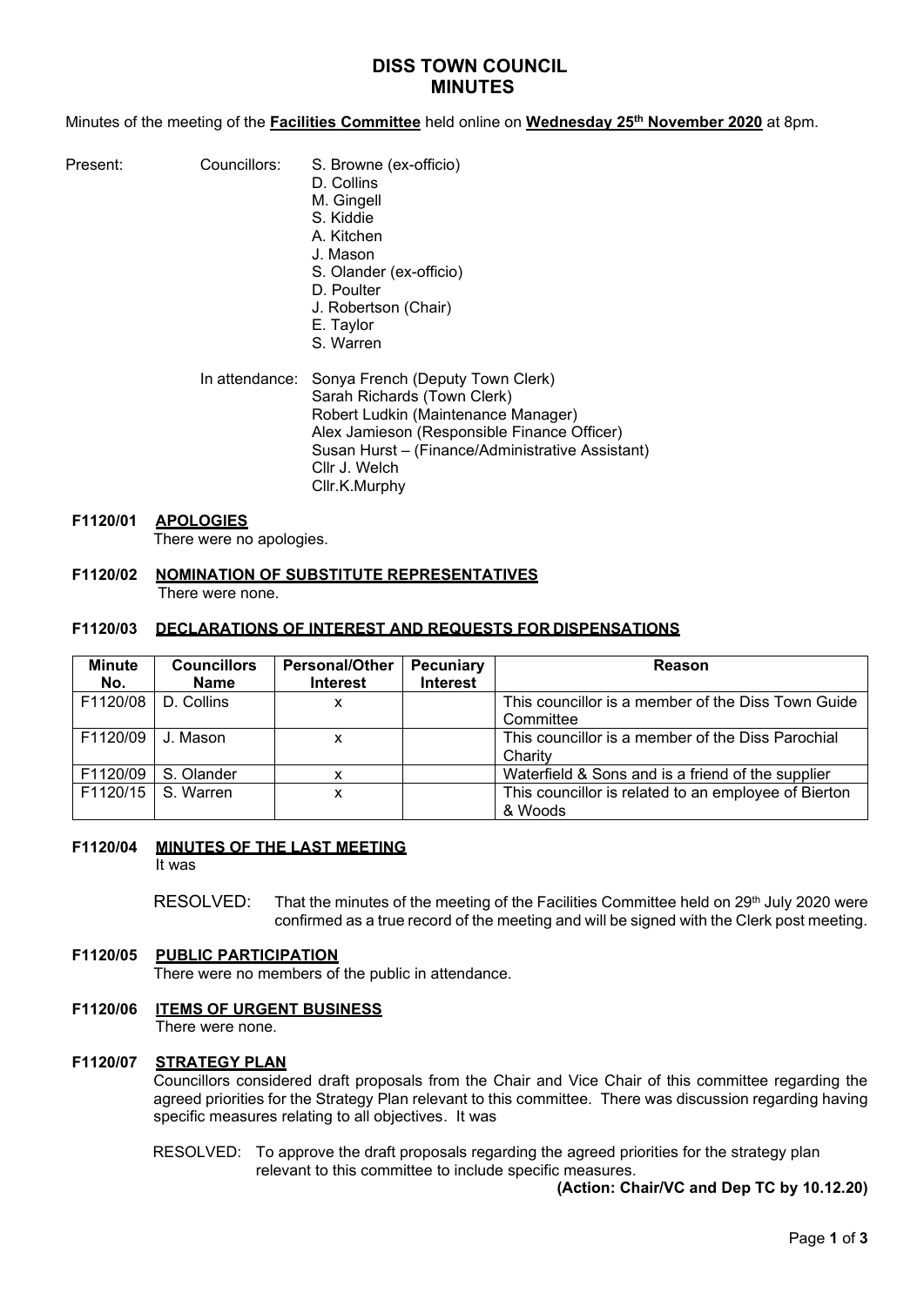# DISS TOWN COUNCIL
# MINUTES

Minutes of the meeting of the **Facilities Committee** held online on **Wednesday 25th November 2020** at 8pm.

Present: Councillors:
- S. Browne (ex-officio)
- D. Collins
- M. Gingell
- S. Kiddie
- A. Kitchen
- J. Mason
- S. Olander (ex-officio)
- D. Poulter
- J. Robertson (Chair)
- E. Taylor
- S. Warren

In attendance:
- Sonya French (Deputy Town Clerk)
- Sarah Richards (Town Clerk)
- Robert Ludkin (Maintenance Manager)
- Alex Jamieson (Responsible Finance Officer)
- Susan Hurst – (Finance/Administrative Assistant)
- Cllr J. Welch
- Cllr.K.Murphy

**F1120/01 APOLOGIES**

There were no apologies.

**F1120/02 NOMINATION OF SUBSTITUTE REPRESENTATIVES**

There were none.

**F1120/03 DECLARATIONS OF INTEREST AND REQUESTS FOR DISPENSATIONS**

| Minute No. | Councillors Name | Personal/Other Interest | Pecuniary Interest | Reason |
|---|---|---|---|---|
| F1120/08 | D. Collins | x | | This councillor is a member of the Diss Town Guide Committee |
| F1120/09 | J. Mason | x | | This councillor is a member of the Diss Parochial Charity |
| F1120/09 | S. Olander | x | | Waterfield & Sons and is a friend of the supplier |
| F1120/15 | S. Warren | x | | This councillor is related to an employee of Bierton & Woods |

**F1120/04 MINUTES OF THE LAST MEETING**

It was

RESOLVED: That the minutes of the meeting of the Facilities Committee held on 29th July 2020 were confirmed as a true record of the meeting and will be signed with the Clerk post meeting.

**F1120/05 PUBLIC PARTICIPATION**

There were no members of the public in attendance.

**F1120/06 ITEMS OF URGENT BUSINESS**

There were none.

**F1120/07 STRATEGY PLAN**

Councillors considered draft proposals from the Chair and Vice Chair of this committee regarding the agreed priorities for the Strategy Plan relevant to this committee. There was discussion regarding having specific measures relating to all objectives. It was

RESOLVED: To approve the draft proposals regarding the agreed priorities for the strategy plan relevant to this committee to include specific measures.

**(Action: Chair/VC and Dep TC by 10.12.20)**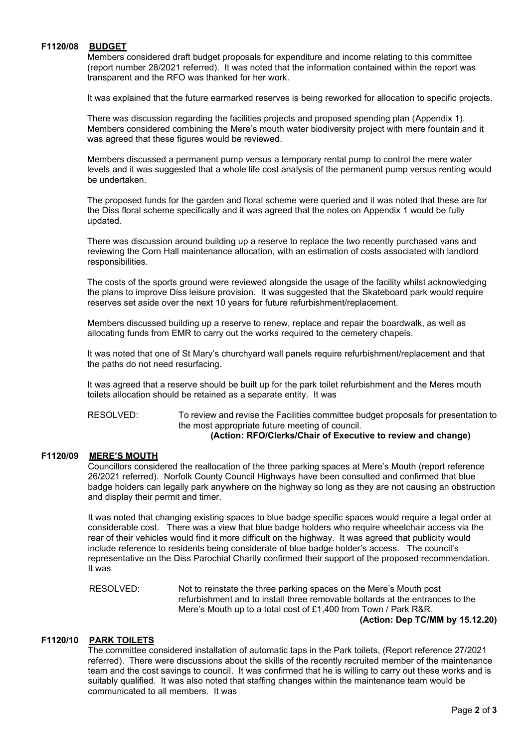**F1120/08 BUDGET**

Members considered draft budget proposals for expenditure and income relating to this committee (report number 28/2021 referred). It was noted that the information contained within the report was transparent and the RFO was thanked for her work.

It was explained that the future earmarked reserves is being reworked for allocation to specific projects.

There was discussion regarding the facilities projects and proposed spending plan (Appendix 1). Members considered combining the Mere's mouth water biodiversity project with mere fountain and it was agreed that these figures would be reviewed.

Members discussed a permanent pump versus a temporary rental pump to control the mere water levels and it was suggested that a whole life cost analysis of the permanent pump versus renting would be undertaken.

The proposed funds for the garden and floral scheme were queried and it was noted that these are for the Diss floral scheme specifically and it was agreed that the notes on Appendix 1 would be fully updated.

There was discussion around building up a reserve to replace the two recently purchased vans and reviewing the Corn Hall maintenance allocation, with an estimation of costs associated with landlord responsibilities.

The costs of the sports ground were reviewed alongside the usage of the facility whilst acknowledging the plans to improve Diss leisure provision. It was suggested that the Skateboard park would require reserves set aside over the next 10 years for future refurbishment/replacement.

Members discussed building up a reserve to renew, replace and repair the boardwalk, as well as allocating funds from EMR to carry out the works required to the cemetery chapels.

It was noted that one of St Mary's churchyard wall panels require refurbishment/replacement and that the paths do not need resurfacing.

It was agreed that a reserve should be built up for the park toilet refurbishment and the Meres mouth toilets allocation should be retained as a separate entity. It was

RESOLVED: To review and revise the Facilities committee budget proposals for presentation to the most appropriate future meeting of council.

**(Action: RFO/Clerks/Chair of Executive to review and change)**

**F1120/09 MERE'S MOUTH**

Councillors considered the reallocation of the three parking spaces at Mere's Mouth (report reference 26/2021 referred). Norfolk County Council Highways have been consulted and confirmed that blue badge holders can legally park anywhere on the highway so long as they are not causing an obstruction and display their permit and timer.

It was noted that changing existing spaces to blue badge specific spaces would require a legal order at considerable cost. There was a view that blue badge holders who require wheelchair access via the rear of their vehicles would find it more difficult on the highway. It was agreed that publicity would include reference to residents being considerate of blue badge holder's access. The council's representative on the Diss Parochial Charity confirmed their support of the proposed recommendation. It was

RESOLVED: Not to reinstate the three parking spaces on the Mere's Mouth post refurbishment and to install three removable bollards at the entrances to the Mere's Mouth up to a total cost of £1,400 from Town / Park R&R.

**(Action: Dep TC/MM by 15.12.20)**

**F1120/10 PARK TOILETS**

The committee considered installation of automatic taps in the Park toilets, (Report reference 27/2021 referred). There were discussions about the skills of the recently recruited member of the maintenance team and the cost savings to council. It was confirmed that he is willing to carry out these works and is suitably qualified. It was also noted that staffing changes within the maintenance team would be communicated to all members. It was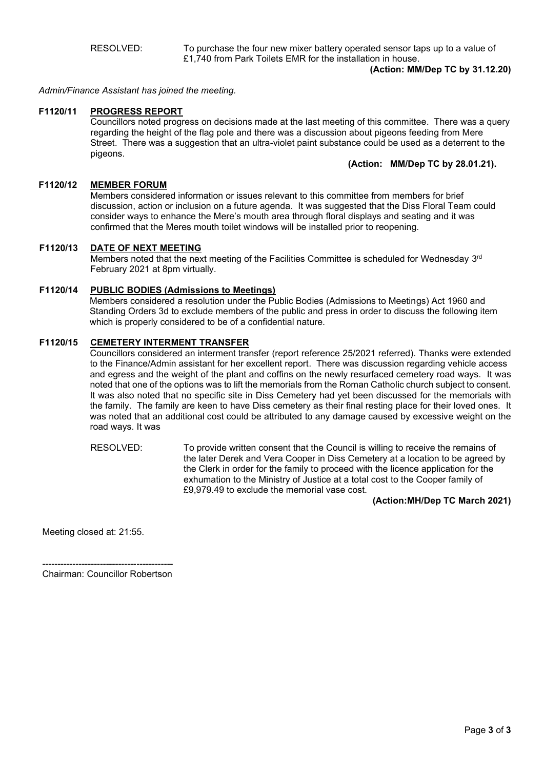RESOLVED: To purchase the four new mixer battery operated sensor taps up to a value of £1,740 from Park Toilets EMR for the installation in house.

**(Action: MM/Dep TC by 31.12.20)**

*Admin/Finance Assistant has joined the meeting.*

**F1120/11 PROGRESS REPORT**

Councillors noted progress on decisions made at the last meeting of this committee. There was a query regarding the height of the flag pole and there was a discussion about pigeons feeding from Mere Street. There was a suggestion that an ultra-violet paint substance could be used as a deterrent to the pigeons.

**(Action: MM/Dep TC by 28.01.21).**

**F1120/12 MEMBER FORUM**

Members considered information or issues relevant to this committee from members for brief discussion, action or inclusion on a future agenda. It was suggested that the Diss Floral Team could consider ways to enhance the Mere's mouth area through floral displays and seating and it was confirmed that the Meres mouth toilet windows will be installed prior to reopening.

**F1120/13 DATE OF NEXT MEETING**

Members noted that the next meeting of the Facilities Committee is scheduled for Wednesday 3rd February 2021 at 8pm virtually.

**F1120/14 PUBLIC BODIES (Admissions to Meetings)**

Members considered a resolution under the Public Bodies (Admissions to Meetings) Act 1960 and Standing Orders 3d to exclude members of the public and press in order to discuss the following item which is properly considered to be of a confidential nature.

**F1120/15 CEMETERY INTERMENT TRANSFER**

Councillors considered an interment transfer (report reference 25/2021 referred). Thanks were extended to the Finance/Admin assistant for her excellent report. There was discussion regarding vehicle access and egress and the weight of the plant and coffins on the newly resurfaced cemetery road ways. It was noted that one of the options was to lift the memorials from the Roman Catholic church subject to consent. It was also noted that no specific site in Diss Cemetery had yet been discussed for the memorials with the family. The family are keen to have Diss cemetery as their final resting place for their loved ones. It was noted that an additional cost could be attributed to any damage caused by excessive weight on the road ways. It was

RESOLVED: To provide written consent that the Council is willing to receive the remains of the later Derek and Vera Cooper in Diss Cemetery at a location to be agreed by the Clerk in order for the family to proceed with the licence application for the exhumation to the Ministry of Justice at a total cost to the Cooper family of £9,979.49 to exclude the memorial vase cost.

**(Action:MH/Dep TC March 2021)**

Meeting closed at: 21:55.

-------------------------------------------
Chairman: Councillor Robertson